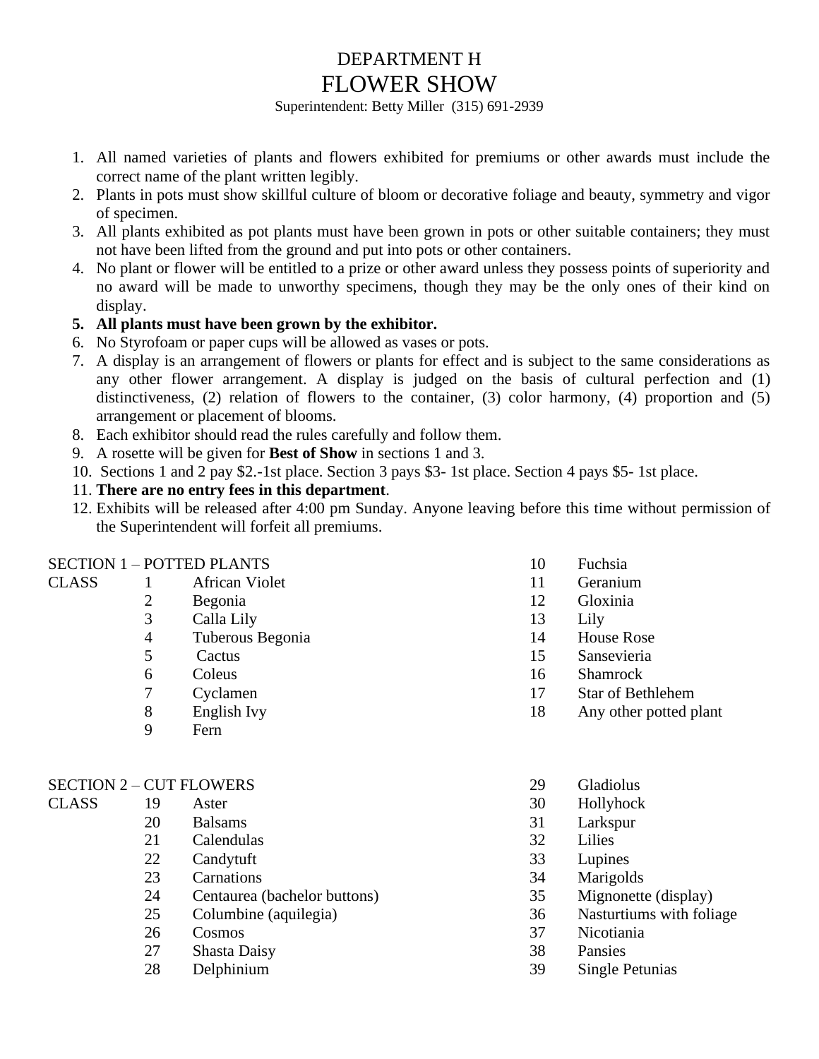# DEPARTMENT H

# FLOWER SHOW

Superintendent: Betty Miller (315) 691-2939

1. All named varieties of plants and flowers exhibited for premiums or other awards must include the correct name of the plant written legibly.
2. Plants in pots must show skillful culture of bloom or decorative foliage and beauty, symmetry and vigor of specimen.
3. All plants exhibited as pot plants must have been grown in pots or other suitable containers; they must not have been lifted from the ground and put into pots or other containers.
4. No plant or flower will be entitled to a prize or other award unless they possess points of superiority and no award will be made to unworthy specimens, though they may be the only ones of their kind on display.
5. **All plants must have been grown by the exhibitor.**
6. No Styrofoam or paper cups will be allowed as vases or pots.
7. A display is an arrangement of flowers or plants for effect and is subject to the same considerations as any other flower arrangement. A display is judged on the basis of cultural perfection and (1) distinctiveness, (2) relation of flowers to the container, (3) color harmony, (4) proportion and (5) arrangement or placement of blooms.
8. Each exhibitor should read the rules carefully and follow them.
9. A rosette will be given for **Best of Show** in sections 1 and 3.
10. Sections 1 and 2 pay $2.-1st place. Section 3 pays $3- 1st place. Section 4 pays $5- 1st place.
11. **There are no entry fees in this department**.
12. Exhibits will be released after 4:00 pm Sunday. Anyone leaving before this time without permission of the Superintendent will forfeit all premiums.

## SECTION 1 – POTTED PLANTS

CLASS
- 1 African Violet
- 2 Begonia
- 3 Calla Lily
- 4 Tuberous Begonia
- 5 Cactus
- 6 Coleus
- 7 Cyclamen
- 8 English Ivy
- 9 Fern
- 10 Fuchsia
- 11 Geranium
- 12 Gloxinia
- 13 Lily
- 14 House Rose
- 15 Sansevieria
- 16 Shamrock
- 17 Star of Bethlehem
- 18 Any other potted plant

## SECTION 2 – CUT FLOWERS

CLASS
- 19 Aster
- 20 Balsams
- 21 Calendulas
- 22 Candytuft
- 23 Carnations
- 24 Centaurea (bachelor buttons)
- 25 Columbine (aquilegia)
- 26 Cosmos
- 27 Shasta Daisy
- 28 Delphinium
- 29 Gladiolus
- 30 Hollyhock
- 31 Larkspur
- 32 Lilies
- 33 Lupines
- 34 Marigolds
- 35 Mignonette (display)
- 36 Nasturtiums with foliage
- 37 Nicotiania
- 38 Pansies
- 39 Single Petunias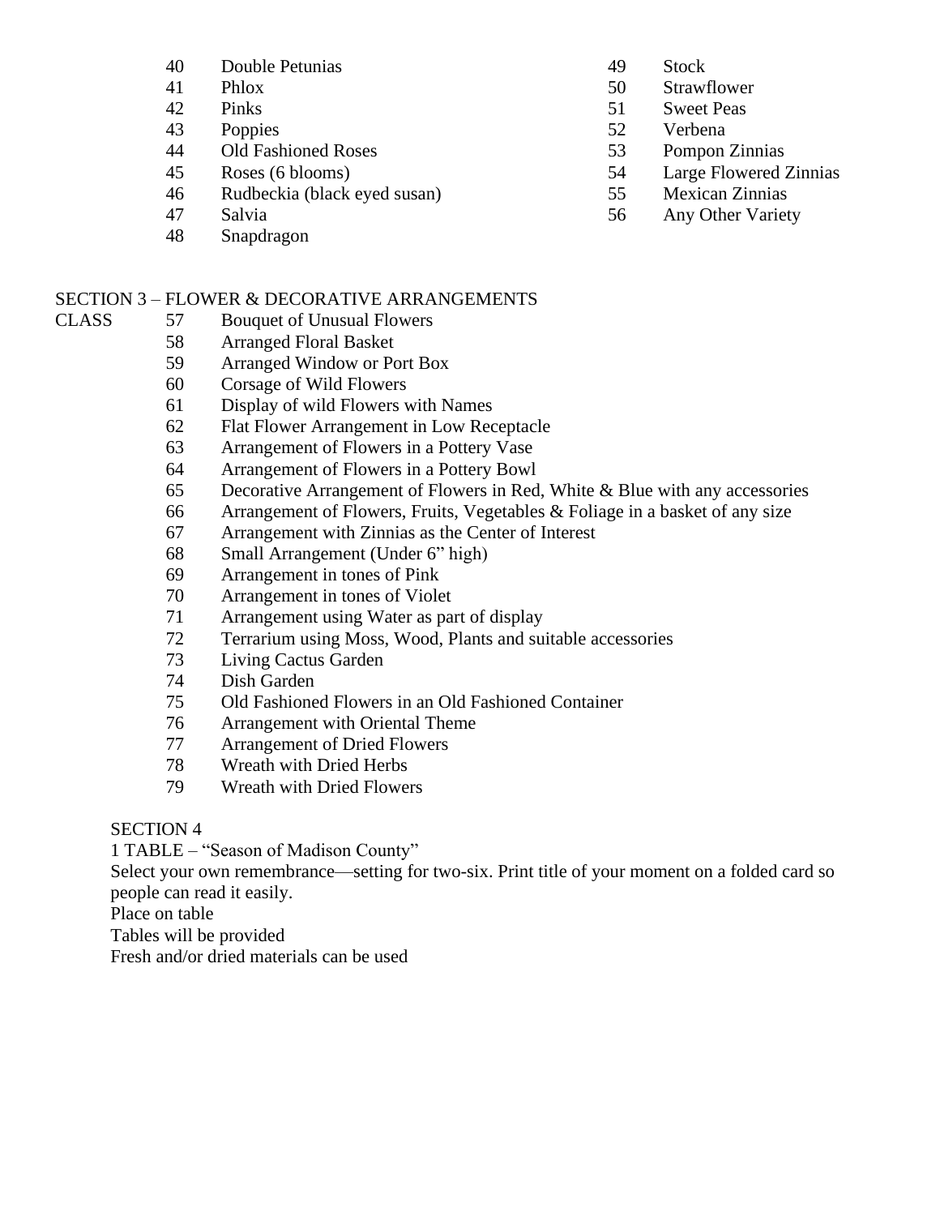40 Double Petunias
41 Phlox
42 Pinks
43 Poppies
44 Old Fashioned Roses
45 Roses (6 blooms)
46 Rudbeckia (black eyed susan)
47 Salvia
48 Snapdragon
49 Stock
50 Strawflower
51 Sweet Peas
52 Verbena
53 Pompon Zinnias
54 Large Flowered Zinnias
55 Mexican Zinnias
56 Any Other Variety

SECTION 3 – FLOWER & DECORATIVE ARRANGEMENTS

CLASS

57 Bouquet of Unusual Flowers
58 Arranged Floral Basket
59 Arranged Window or Port Box
60 Corsage of Wild Flowers
61 Display of wild Flowers with Names
62 Flat Flower Arrangement in Low Receptacle
63 Arrangement of Flowers in a Pottery Vase
64 Arrangement of Flowers in a Pottery Bowl
65 Decorative Arrangement of Flowers in Red, White & Blue with any accessories
66 Arrangement of Flowers, Fruits, Vegetables & Foliage in a basket of any size
67 Arrangement with Zinnias as the Center of Interest
68 Small Arrangement (Under 6" high)
69 Arrangement in tones of Pink
70 Arrangement in tones of Violet
71 Arrangement using Water as part of display
72 Terrarium using Moss, Wood, Plants and suitable accessories
73 Living Cactus Garden
74 Dish Garden
75 Old Fashioned Flowers in an Old Fashioned Container
76 Arrangement with Oriental Theme
77 Arrangement of Dried Flowers
78 Wreath with Dried Herbs
79 Wreath with Dried Flowers

SECTION 4

1 TABLE – "Season of Madison County"

Select your own remembrance—setting for two-six. Print title of your moment on a folded card so people can read it easily.

Place on table

Tables will be provided

Fresh and/or dried materials can be used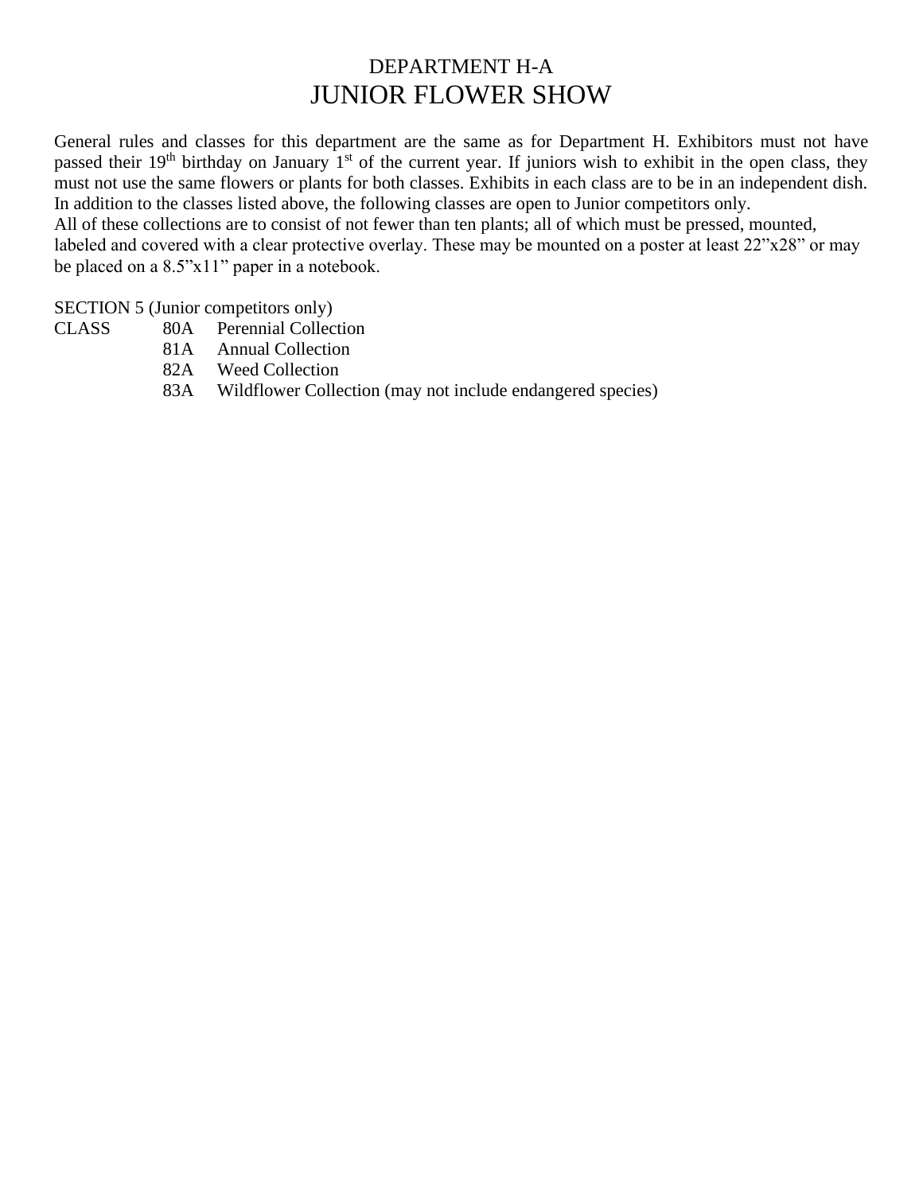# DEPARTMENT H-A
# JUNIOR FLOWER SHOW

General rules and classes for this department are the same as for Department H. Exhibitors must not have passed their 19th birthday on January 1st of the current year. If juniors wish to exhibit in the open class, they must not use the same flowers or plants for both classes. Exhibits in each class are to be in an independent dish. In addition to the classes listed above, the following classes are open to Junior competitors only.

All of these collections are to consist of not fewer than ten plants; all of which must be pressed, mounted, labeled and covered with a clear protective overlay. These may be mounted on a poster at least 22"x28" or may be placed on a 8.5"x11" paper in a notebook.

SECTION 5 (Junior competitors only)

CLASS
- 80A Perennial Collection
- 81A Annual Collection
- 82A Weed Collection
- 83A Wildflower Collection (may not include endangered species)